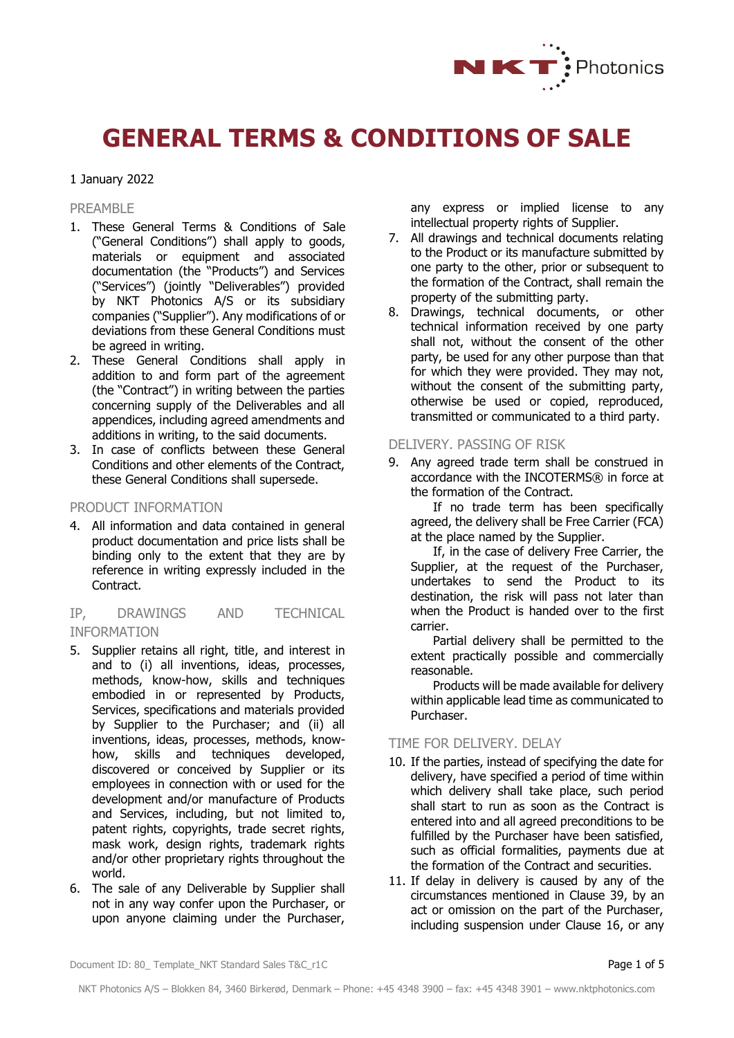# GENERAL TERMS & CONDITIONS OF SALE

1 January 2022

## PREAMBLE

1. These General Terms & Conditions of Sale ("General Conditions") shall apply to goods, materials or equipment and associated documentation (the "Products") and Services ("Services") (jointly "Deliverables") provided by NKT Photonics A/S or its subsidiary companies ("Supplier"). Any modifications of or deviations from these General Conditions must be agreed in writing.
2. These General Conditions shall apply in addition to and form part of the agreement (the "Contract") in writing between the parties concerning supply of the Deliverables and all appendices, including agreed amendments and additions in writing, to the said documents.
3. In case of conflicts between these General Conditions and other elements of the Contract, these General Conditions shall supersede.

## PRODUCT INFORMATION

4. All information and data contained in general product documentation and price lists shall be binding only to the extent that they are by reference in writing expressly included in the Contract.

## IP, DRAWINGS AND TECHNICAL INFORMATION

5. Supplier retains all right, title, and interest in and to (i) all inventions, ideas, processes, methods, know-how, skills and techniques embodied in or represented by Products, Services, specifications and materials provided by Supplier to the Purchaser; and (ii) all inventions, ideas, processes, methods, know-how, skills and techniques developed, discovered or conceived by Supplier or its employees in connection with or used for the development and/or manufacture of Products and Services, including, but not limited to, patent rights, copyrights, trade secret rights, mask work, design rights, trademark rights and/or other proprietary rights throughout the world.
6. The sale of any Deliverable by Supplier shall not in any way confer upon the Purchaser, or upon anyone claiming under the Purchaser, any express or implied license to any intellectual property rights of Supplier.
7. All drawings and technical documents relating to the Product or its manufacture submitted by one party to the other, prior or subsequent to the formation of the Contract, shall remain the property of the submitting party.
8. Drawings, technical documents, or other technical information received by one party shall not, without the consent of the other party, be used for any other purpose than that for which they were provided. They may not, without the consent of the submitting party, otherwise be used or copied, reproduced, transmitted or communicated to a third party.

## DELIVERY. PASSING OF RISK

9. Any agreed trade term shall be construed in accordance with the INCOTERMS® in force at the formation of the Contract.

   If no trade term has been specifically agreed, the delivery shall be Free Carrier (FCA) at the place named by the Supplier.

   If, in the case of delivery Free Carrier, the Supplier, at the request of the Purchaser, undertakes to send the Product to its destination, the risk will pass not later than when the Product is handed over to the first carrier.

   Partial delivery shall be permitted to the extent practically possible and commercially reasonable.

   Products will be made available for delivery within applicable lead time as communicated to Purchaser.

## TIME FOR DELIVERY. DELAY

10. If the parties, instead of specifying the date for delivery, have specified a period of time within which delivery shall take place, such period shall start to run as soon as the Contract is entered into and all agreed preconditions to be fulfilled by the Purchaser have been satisfied, such as official formalities, payments due at the formation of the Contract and securities.
11. If delay in delivery is caused by any of the circumstances mentioned in Clause 39, by an act or omission on the part of the Purchaser, including suspension under Clause 16, or any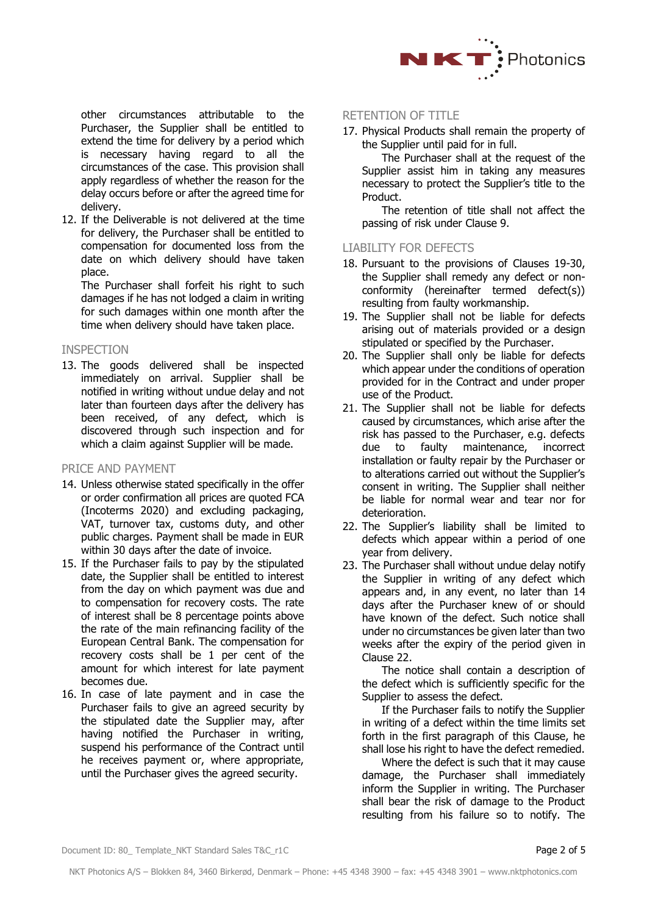other circumstances attributable to the Purchaser, the Supplier shall be entitled to extend the time for delivery by a period which is necessary having regard to all the circumstances of the case. This provision shall apply regardless of whether the reason for the delay occurs before or after the agreed time for delivery.

12. If the Deliverable is not delivered at the time for delivery, the Purchaser shall be entitled to compensation for documented loss from the date on which delivery should have taken place.
    The Purchaser shall forfeit his right to such damages if he has not lodged a claim in writing for such damages within one month after the time when delivery should have taken place.

## INSPECTION

13. The goods delivered shall be inspected immediately on arrival. Supplier shall be notified in writing without undue delay and not later than fourteen days after the delivery has been received, of any defect, which is discovered through such inspection and for which a claim against Supplier will be made.

## PRICE AND PAYMENT

14. Unless otherwise stated specifically in the offer or order confirmation all prices are quoted FCA (Incoterms 2020) and excluding packaging, VAT, turnover tax, customs duty, and other public charges. Payment shall be made in EUR within 30 days after the date of invoice.
15. If the Purchaser fails to pay by the stipulated date, the Supplier shall be entitled to interest from the day on which payment was due and to compensation for recovery costs. The rate of interest shall be 8 percentage points above the rate of the main refinancing facility of the European Central Bank. The compensation for recovery costs shall be 1 per cent of the amount for which interest for late payment becomes due.
16. In case of late payment and in case the Purchaser fails to give an agreed security by the stipulated date the Supplier may, after having notified the Purchaser in writing, suspend his performance of the Contract until he receives payment or, where appropriate, until the Purchaser gives the agreed security.

## RETENTION OF TITLE

17. Physical Products shall remain the property of the Supplier until paid for in full.
    The Purchaser shall at the request of the Supplier assist him in taking any measures necessary to protect the Supplier's title to the Product.
    The retention of title shall not affect the passing of risk under Clause 9.

## LIABILITY FOR DEFECTS

18. Pursuant to the provisions of Clauses 19-30, the Supplier shall remedy any defect or non-conformity (hereinafter termed defect(s)) resulting from faulty workmanship.
19. The Supplier shall not be liable for defects arising out of materials provided or a design stipulated or specified by the Purchaser.
20. The Supplier shall only be liable for defects which appear under the conditions of operation provided for in the Contract and under proper use of the Product.
21. The Supplier shall not be liable for defects caused by circumstances, which arise after the risk has passed to the Purchaser, e.g. defects due to faulty maintenance, incorrect installation or faulty repair by the Purchaser or to alterations carried out without the Supplier's consent in writing. The Supplier shall neither be liable for normal wear and tear nor for deterioration.
22. The Supplier's liability shall be limited to defects which appear within a period of one year from delivery.
23. The Purchaser shall without undue delay notify the Supplier in writing of any defect which appears and, in any event, no later than 14 days after the Purchaser knew of or should have known of the defect. Such notice shall under no circumstances be given later than two weeks after the expiry of the period given in Clause 22.
    The notice shall contain a description of the defect which is sufficiently specific for the Supplier to assess the defect.
    If the Purchaser fails to notify the Supplier in writing of a defect within the time limits set forth in the first paragraph of this Clause, he shall lose his right to have the defect remedied.
    Where the defect is such that it may cause damage, the Purchaser shall immediately inform the Supplier in writing. The Purchaser shall bear the risk of damage to the Product resulting from his failure so to notify. The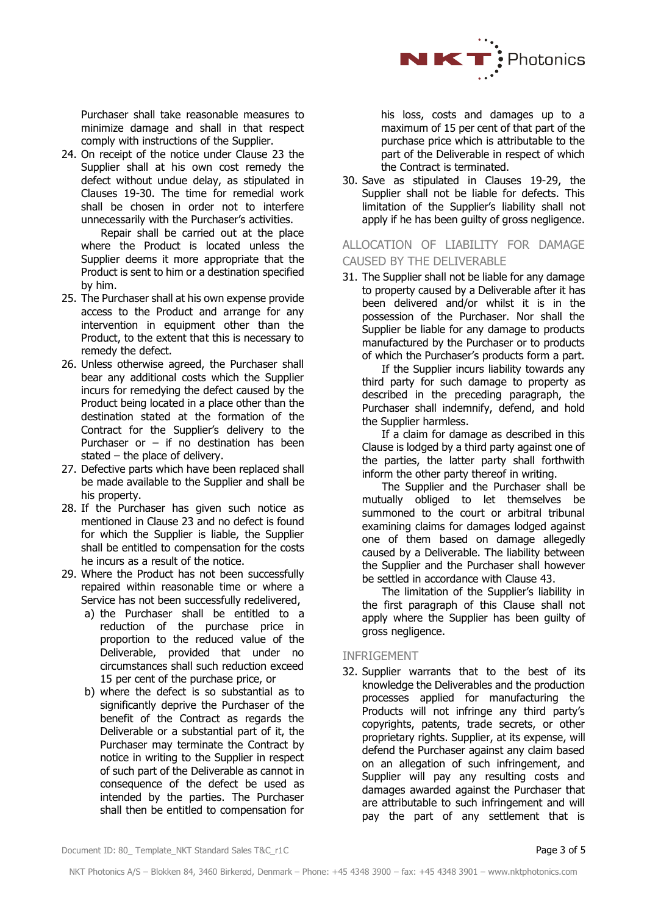Purchaser shall take reasonable measures to minimize damage and shall in that respect comply with instructions of the Supplier.

24. On receipt of the notice under Clause 23 the Supplier shall at his own cost remedy the defect without undue delay, as stipulated in Clauses 19-30. The time for remedial work shall be chosen in order not to interfere unnecessarily with the Purchaser's activities.

    Repair shall be carried out at the place where the Product is located unless the Supplier deems it more appropriate that the Product is sent to him or a destination specified by him.

25. The Purchaser shall at his own expense provide access to the Product and arrange for any intervention in equipment other than the Product, to the extent that this is necessary to remedy the defect.
26. Unless otherwise agreed, the Purchaser shall bear any additional costs which the Supplier incurs for remedying the defect caused by the Product being located in a place other than the destination stated at the formation of the Contract for the Supplier's delivery to the Purchaser or – if no destination has been stated – the place of delivery.
27. Defective parts which have been replaced shall be made available to the Supplier and shall be his property.
28. If the Purchaser has given such notice as mentioned in Clause 23 and no defect is found for which the Supplier is liable, the Supplier shall be entitled to compensation for the costs he incurs as a result of the notice.
29. Where the Product has not been successfully repaired within reasonable time or where a Service has not been successfully redelivered,
    a) the Purchaser shall be entitled to a reduction of the purchase price in proportion to the reduced value of the Deliverable, provided that under no circumstances shall such reduction exceed 15 per cent of the purchase price, or
    b) where the defect is so substantial as to significantly deprive the Purchaser of the benefit of the Contract as regards the Deliverable or a substantial part of it, the Purchaser may terminate the Contract by notice in writing to the Supplier in respect of such part of the Deliverable as cannot in consequence of the defect be used as intended by the parties. The Purchaser shall then be entitled to compensation for his loss, costs and damages up to a maximum of 15 per cent of that part of the purchase price which is attributable to the part of the Deliverable in respect of which the Contract is terminated.
30. Save as stipulated in Clauses 19-29, the Supplier shall not be liable for defects. This limitation of the Supplier's liability shall not apply if he has been guilty of gross negligence.

## ALLOCATION OF LIABILITY FOR DAMAGE CAUSED BY THE DELIVERABLE

31. The Supplier shall not be liable for any damage to property caused by a Deliverable after it has been delivered and/or whilst it is in the possession of the Purchaser. Nor shall the Supplier be liable for any damage to products manufactured by the Purchaser or to products of which the Purchaser's products form a part.

    If the Supplier incurs liability towards any third party for such damage to property as described in the preceding paragraph, the Purchaser shall indemnify, defend, and hold the Supplier harmless.

    If a claim for damage as described in this Clause is lodged by a third party against one of the parties, the latter party shall forthwith inform the other party thereof in writing.

    The Supplier and the Purchaser shall be mutually obliged to let themselves be summoned to the court or arbitral tribunal examining claims for damages lodged against one of them based on damage allegedly caused by a Deliverable. The liability between the Supplier and the Purchaser shall however be settled in accordance with Clause 43.

    The limitation of the Supplier's liability in the first paragraph of this Clause shall not apply where the Supplier has been guilty of gross negligence.

## INFRIGEMENT

32. Supplier warrants that to the best of its knowledge the Deliverables and the production processes applied for manufacturing the Products will not infringe any third party's copyrights, patents, trade secrets, or other proprietary rights. Supplier, at its expense, will defend the Purchaser against any claim based on an allegation of such infringement, and Supplier will pay any resulting costs and damages awarded against the Purchaser that are attributable to such infringement and will pay the part of any settlement that is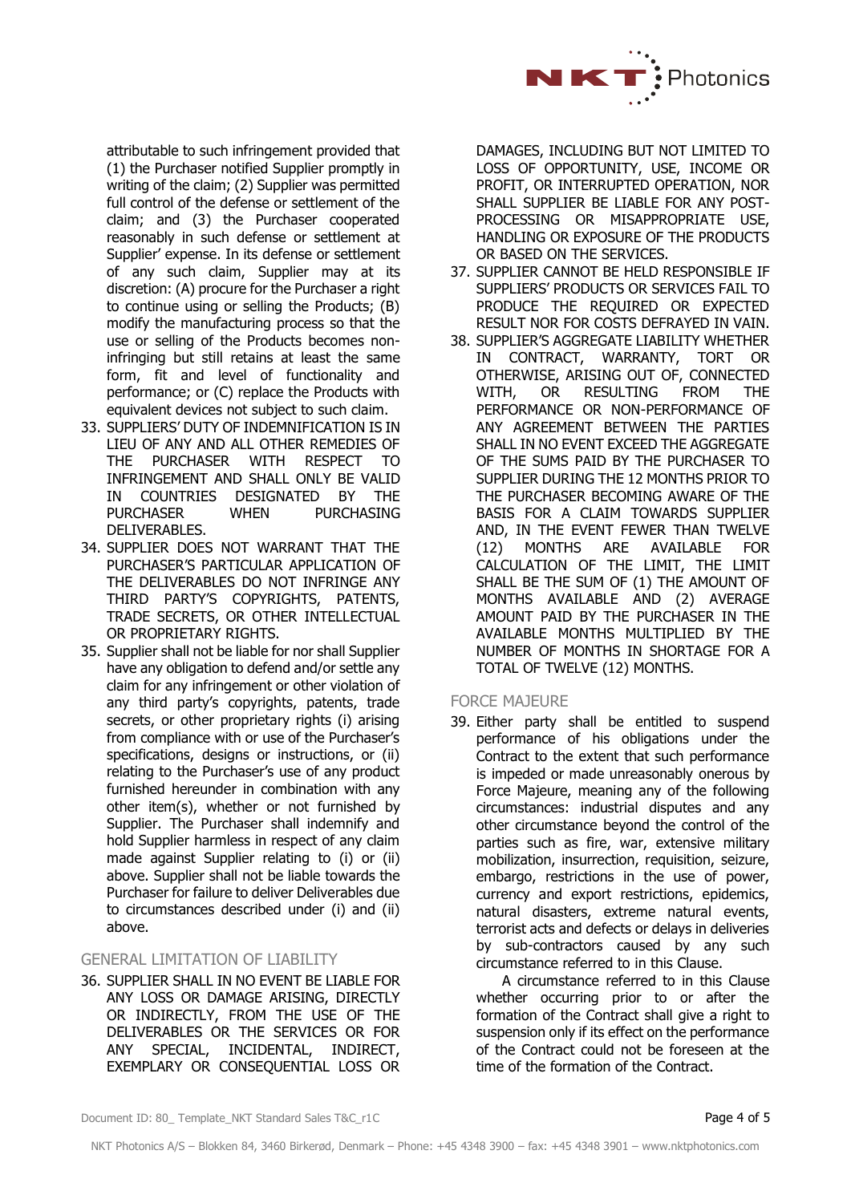attributable to such infringement provided that (1) the Purchaser notified Supplier promptly in writing of the claim; (2) Supplier was permitted full control of the defense or settlement of the claim; and (3) the Purchaser cooperated reasonably in such defense or settlement at Supplier' expense. In its defense or settlement of any such claim, Supplier may at its discretion: (A) procure for the Purchaser a right to continue using or selling the Products; (B) modify the manufacturing process so that the use or selling of the Products becomes non-infringing but still retains at least the same form, fit and level of functionality and performance; or (C) replace the Products with equivalent devices not subject to such claim.

33. SUPPLIERS' DUTY OF INDEMNIFICATION IS IN LIEU OF ANY AND ALL OTHER REMEDIES OF THE PURCHASER WITH RESPECT TO INFRINGEMENT AND SHALL ONLY BE VALID IN COUNTRIES DESIGNATED BY THE PURCHASER WHEN PURCHASING DELIVERABLES.
34. SUPPLIER DOES NOT WARRANT THAT THE PURCHASER'S PARTICULAR APPLICATION OF THE DELIVERABLES DO NOT INFRINGE ANY THIRD PARTY'S COPYRIGHTS, PATENTS, TRADE SECRETS, OR OTHER INTELLECTUAL OR PROPRIETARY RIGHTS.
35. Supplier shall not be liable for nor shall Supplier have any obligation to defend and/or settle any claim for any infringement or other violation of any third party's copyrights, patents, trade secrets, or other proprietary rights (i) arising from compliance with or use of the Purchaser's specifications, designs or instructions, or (ii) relating to the Purchaser's use of any product furnished hereunder in combination with any other item(s), whether or not furnished by Supplier. The Purchaser shall indemnify and hold Supplier harmless in respect of any claim made against Supplier relating to (i) or (ii) above. Supplier shall not be liable towards the Purchaser for failure to deliver Deliverables due to circumstances described under (i) and (ii) above.

## GENERAL LIMITATION OF LIABILITY

36. SUPPLIER SHALL IN NO EVENT BE LIABLE FOR ANY LOSS OR DAMAGE ARISING, DIRECTLY OR INDIRECTLY, FROM THE USE OF THE DELIVERABLES OR THE SERVICES OR FOR ANY SPECIAL, INCIDENTAL, INDIRECT, EXEMPLARY OR CONSEQUENTIAL LOSS OR DAMAGES, INCLUDING BUT NOT LIMITED TO LOSS OF OPPORTUNITY, USE, INCOME OR PROFIT, OR INTERRUPTED OPERATION, NOR SHALL SUPPLIER BE LIABLE FOR ANY POST-PROCESSING OR MISAPPROPRIATE USE, HANDLING OR EXPOSURE OF THE PRODUCTS OR BASED ON THE SERVICES.
37. SUPPLIER CANNOT BE HELD RESPONSIBLE IF SUPPLIERS' PRODUCTS OR SERVICES FAIL TO PRODUCE THE REQUIRED OR EXPECTED RESULT NOR FOR COSTS DEFRAYED IN VAIN.
38. SUPPLIER'S AGGREGATE LIABILITY WHETHER IN CONTRACT, WARRANTY, TORT OR OTHERWISE, ARISING OUT OF, CONNECTED WITH, OR RESULTING FROM THE PERFORMANCE OR NON-PERFORMANCE OF ANY AGREEMENT BETWEEN THE PARTIES SHALL IN NO EVENT EXCEED THE AGGREGATE OF THE SUMS PAID BY THE PURCHASER TO SUPPLIER DURING THE 12 MONTHS PRIOR TO THE PURCHASER BECOMING AWARE OF THE BASIS FOR A CLAIM TOWARDS SUPPLIER AND, IN THE EVENT FEWER THAN TWELVE (12) MONTHS ARE AVAILABLE FOR CALCULATION OF THE LIMIT, THE LIMIT SHALL BE THE SUM OF (1) THE AMOUNT OF MONTHS AVAILABLE AND (2) AVERAGE AMOUNT PAID BY THE PURCHASER IN THE AVAILABLE MONTHS MULTIPLIED BY THE NUMBER OF MONTHS IN SHORTAGE FOR A TOTAL OF TWELVE (12) MONTHS.

## FORCE MAJEURE

39. Either party shall be entitled to suspend performance of his obligations under the Contract to the extent that such performance is impeded or made unreasonably onerous by Force Majeure, meaning any of the following circumstances: industrial disputes and any other circumstance beyond the control of the parties such as fire, war, extensive military mobilization, insurrection, requisition, seizure, embargo, restrictions in the use of power, currency and export restrictions, epidemics, natural disasters, extreme natural events, terrorist acts and defects or delays in deliveries by sub-contractors caused by any such circumstance referred to in this Clause.

    A circumstance referred to in this Clause whether occurring prior to or after the formation of the Contract shall give a right to suspension only if its effect on the performance of the Contract could not be foreseen at the time of the formation of the Contract.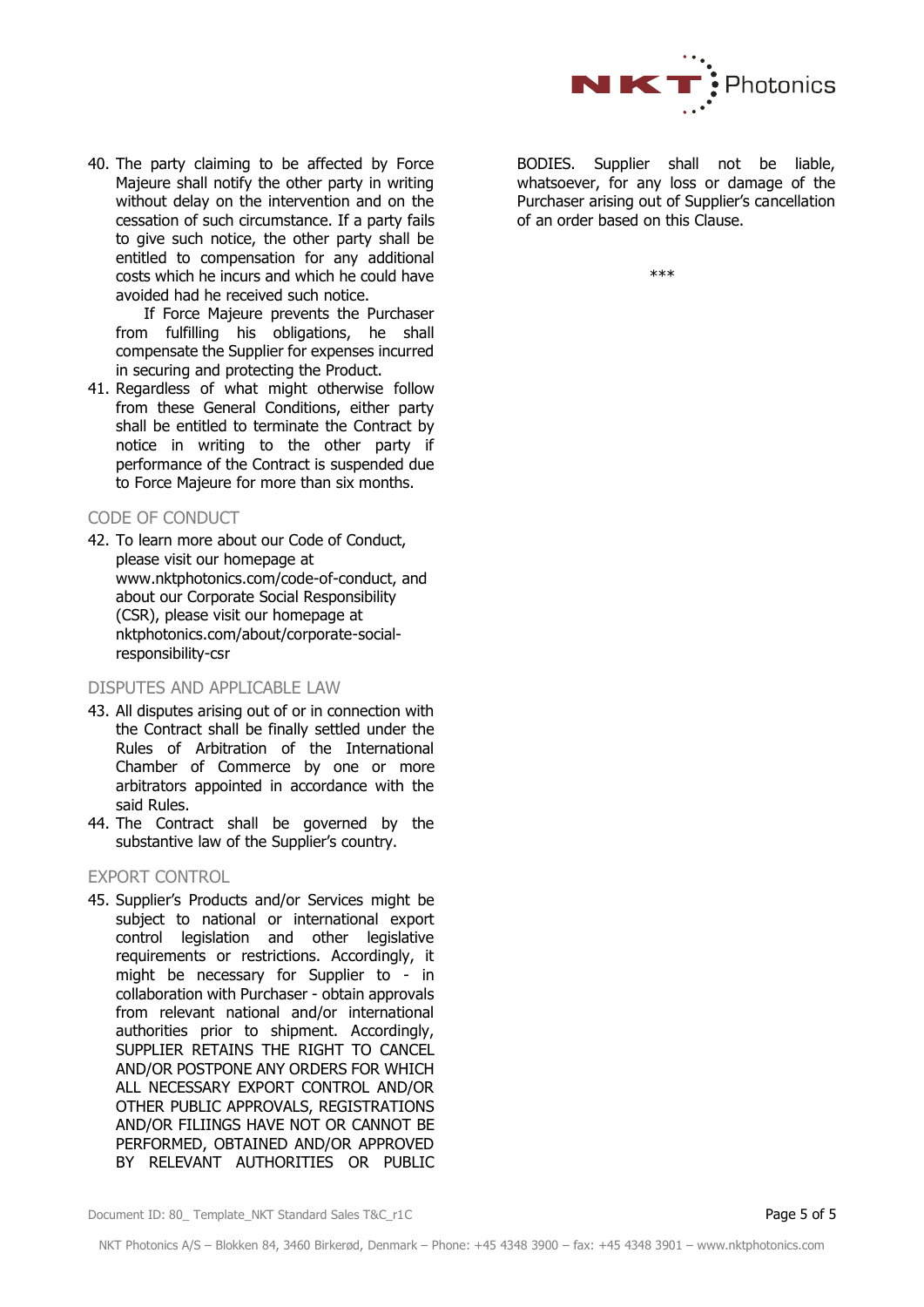40. The party claiming to be affected by Force Majeure shall notify the other party in writing without delay on the intervention and on the cessation of such circumstance. If a party fails to give such notice, the other party shall be entitled to compensation for any additional costs which he incurs and which he could have avoided had he received such notice.

    If Force Majeure prevents the Purchaser from fulfilling his obligations, he shall compensate the Supplier for expenses incurred in securing and protecting the Product.
41. Regardless of what might otherwise follow from these General Conditions, either party shall be entitled to terminate the Contract by notice in writing to the other party if performance of the Contract is suspended due to Force Majeure for more than six months.

## CODE OF CONDUCT

42. To learn more about our Code of Conduct, please visit our homepage at www.nktphotonics.com/code-of-conduct, and about our Corporate Social Responsibility (CSR), please visit our homepage at nktphotonics.com/about/corporate-social-responsibility-csr

## DISPUTES AND APPLICABLE LAW

43. All disputes arising out of or in connection with the Contract shall be finally settled under the Rules of Arbitration of the International Chamber of Commerce by one or more arbitrators appointed in accordance with the said Rules.
44. The Contract shall be governed by the substantive law of the Supplier's country.

## EXPORT CONTROL

45. Supplier's Products and/or Services might be subject to national or international export control legislation and other legislative requirements or restrictions. Accordingly, it might be necessary for Supplier to - in collaboration with Purchaser - obtain approvals from relevant national and/or international authorities prior to shipment. Accordingly, SUPPLIER RETAINS THE RIGHT TO CANCEL AND/OR POSTPONE ANY ORDERS FOR WHICH ALL NECESSARY EXPORT CONTROL AND/OR OTHER PUBLIC APPROVALS, REGISTRATIONS AND/OR FILIINGS HAVE NOT OR CANNOT BE PERFORMED, OBTAINED AND/OR APPROVED BY RELEVANT AUTHORITIES OR PUBLIC BODIES. Supplier shall not be liable, whatsoever, for any loss or damage of the Purchaser arising out of Supplier's cancellation of an order based on this Clause.

***